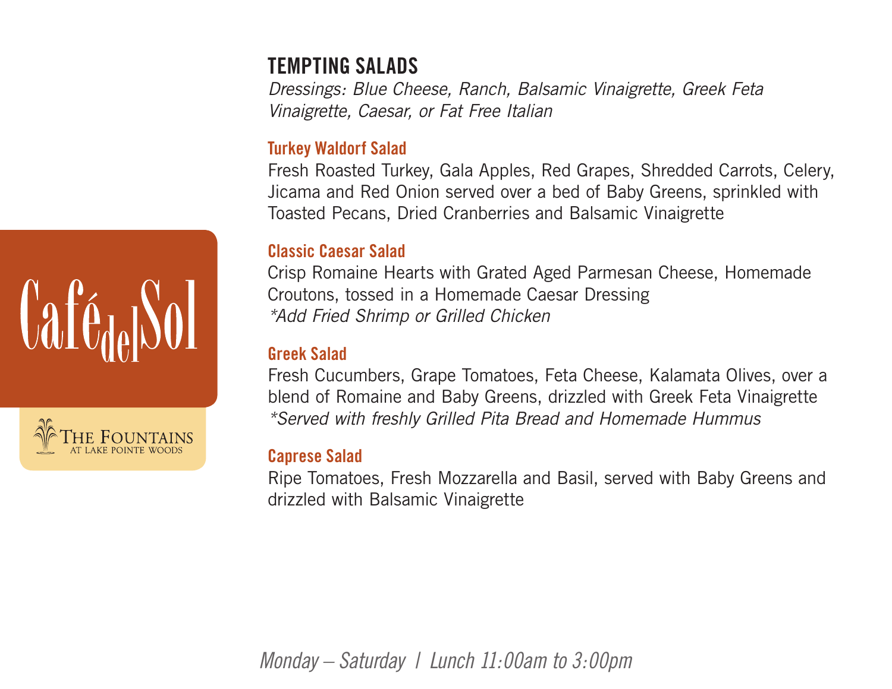Café del Sol

THE FOUNTAINS
AT LAKE POINTE WOODS

## TEMPTING SALADS

*Dressings: Blue Cheese, Ranch, Balsamic Vinaigrette, Greek Feta Vinaigrette, Caesar, or Fat Free Italian*

### Turkey Waldorf Salad

Fresh Roasted Turkey, Gala Apples, Red Grapes, Shredded Carrots, Celery, Jicama and Red Onion served over a bed of Baby Greens, sprinkled with Toasted Pecans, Dried Cranberries and Balsamic Vinaigrette

### Classic Caesar Salad

Crisp Romaine Hearts with Grated Aged Parmesan Cheese, Homemade Croutons, tossed in a Homemade Caesar Dressing
*\*Add Fried Shrimp or Grilled Chicken*

### Greek Salad

Fresh Cucumbers, Grape Tomatoes, Feta Cheese, Kalamata Olives, over a blend of Romaine and Baby Greens, drizzled with Greek Feta Vinaigrette
*\*Served with freshly Grilled Pita Bread and Homemade Hummus*

### Caprese Salad

Ripe Tomatoes, Fresh Mozzarella and Basil, served with Baby Greens and drizzled with Balsamic Vinaigrette

*Monday – Saturday | Lunch 11:00am to 3:00pm*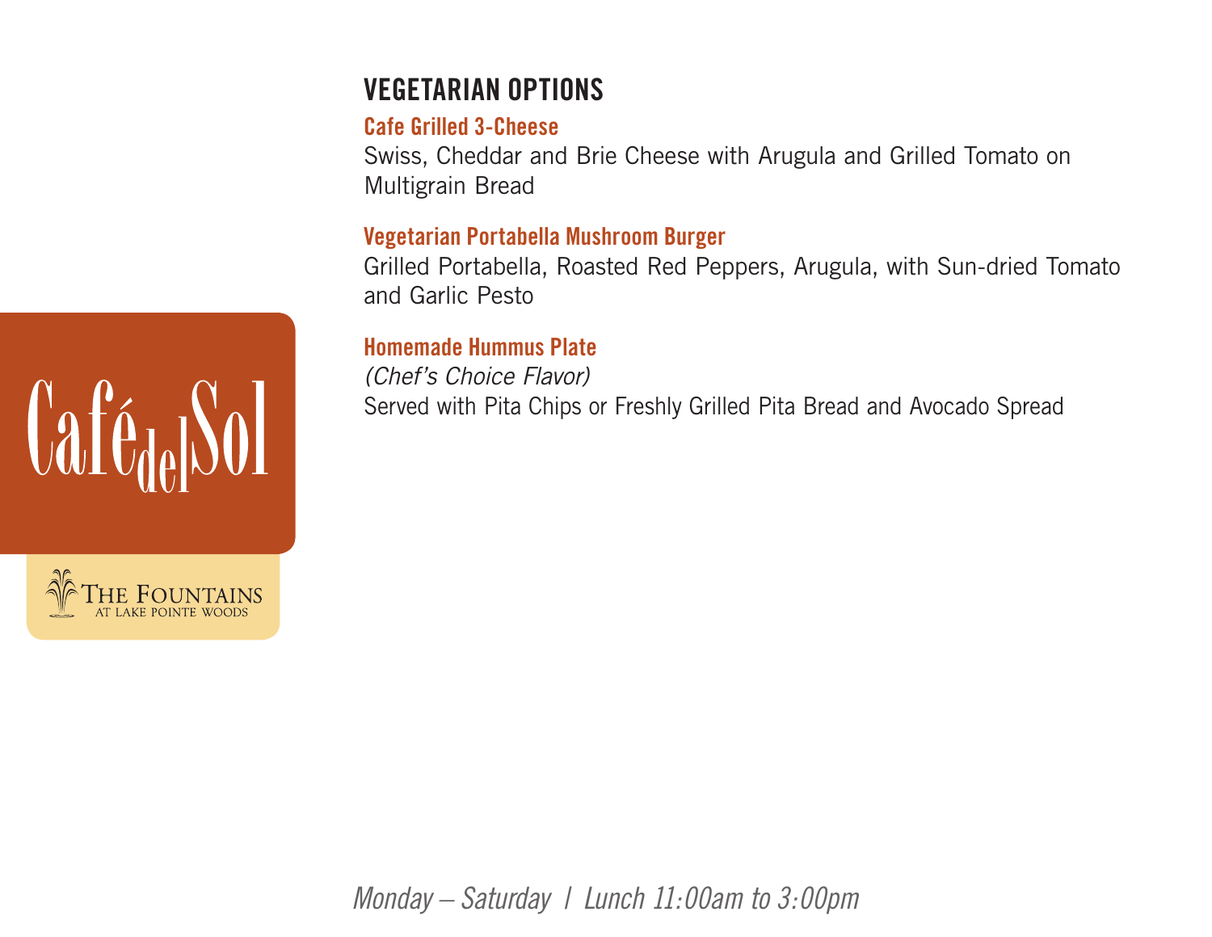Café del Sol

THE FOUNTAINS
AT LAKE POINTE WOODS

## VEGETARIAN OPTIONS

**Cafe Grilled 3-Cheese**
Swiss, Cheddar and Brie Cheese with Arugula and Grilled Tomato on Multigrain Bread

**Vegetarian Portabella Mushroom Burger**
Grilled Portabella, Roasted Red Peppers, Arugula, with Sun-dried Tomato and Garlic Pesto

**Homemade Hummus Plate**
*(Chef's Choice Flavor)*
Served with Pita Chips or Freshly Grilled Pita Bread and Avocado Spread

*Monday – Saturday | Lunch 11:00am to 3:00pm*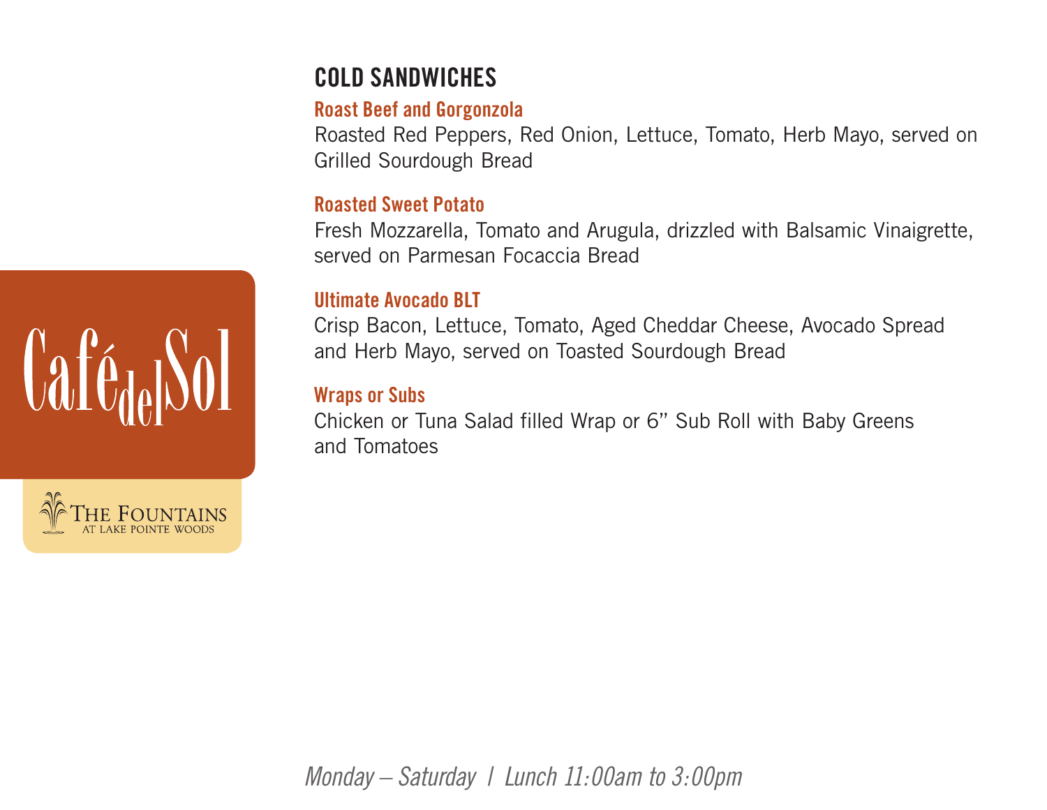Café del Sol

THE FOUNTAINS
AT LAKE POINTE WOODS

## COLD SANDWICHES

### Roast Beef and Gorgonzola

Roasted Red Peppers, Red Onion, Lettuce, Tomato, Herb Mayo, served on Grilled Sourdough Bread

### Roasted Sweet Potato

Fresh Mozzarella, Tomato and Arugula, drizzled with Balsamic Vinaigrette, served on Parmesan Focaccia Bread

### Ultimate Avocado BLT

Crisp Bacon, Lettuce, Tomato, Aged Cheddar Cheese, Avocado Spread and Herb Mayo, served on Toasted Sourdough Bread

### Wraps or Subs

Chicken or Tuna Salad filled Wrap or 6" Sub Roll with Baby Greens and Tomatoes

*Monday – Saturday | Lunch 11:00am to 3:00pm*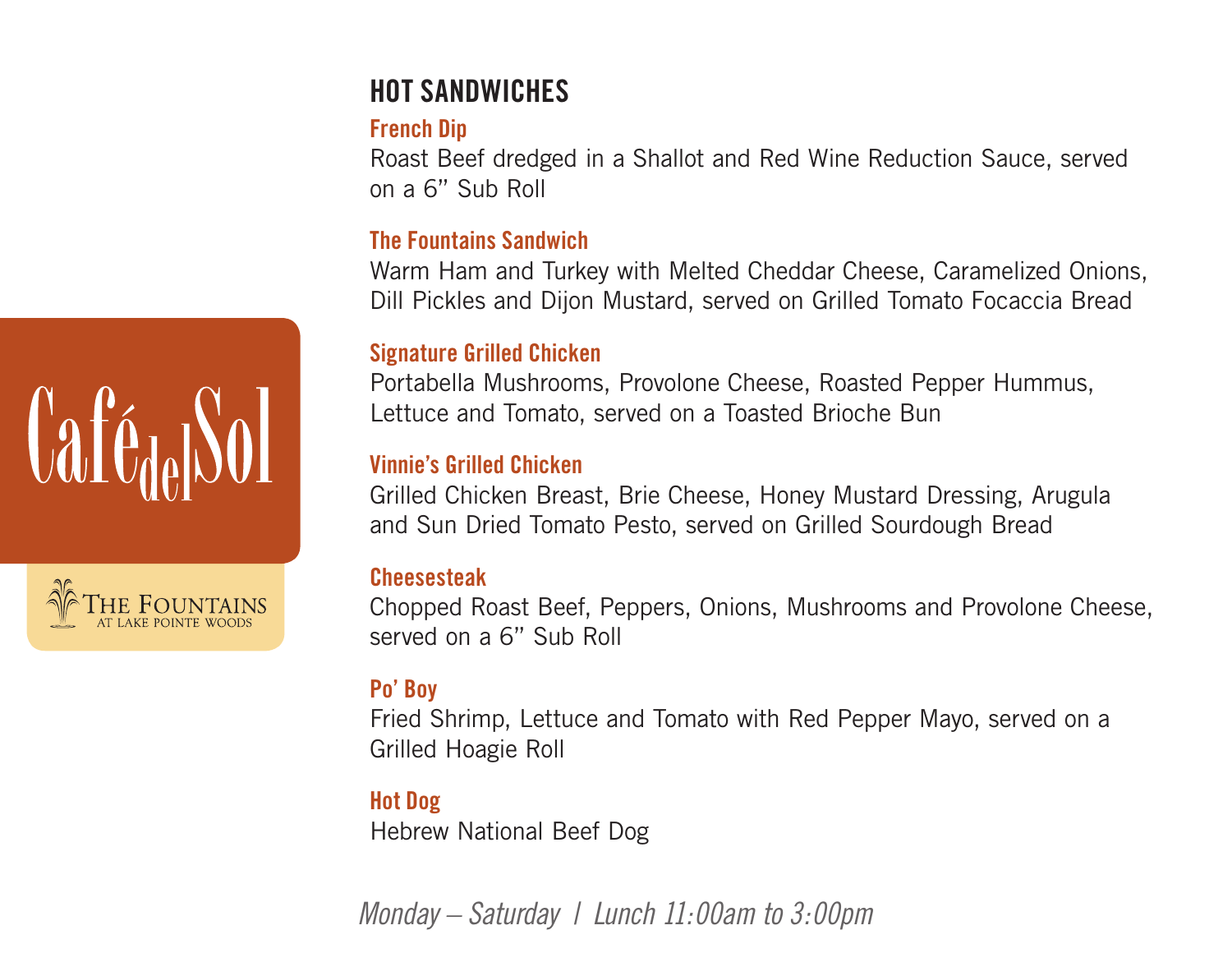Café del Sol

THE FOUNTAINS AT LAKE POINTE WOODS

## HOT SANDWICHES

### French Dip

Roast Beef dredged in a Shallot and Red Wine Reduction Sauce, served on a 6" Sub Roll

### The Fountains Sandwich

Warm Ham and Turkey with Melted Cheddar Cheese, Caramelized Onions, Dill Pickles and Dijon Mustard, served on Grilled Tomato Focaccia Bread

### Signature Grilled Chicken

Portabella Mushrooms, Provolone Cheese, Roasted Pepper Hummus, Lettuce and Tomato, served on a Toasted Brioche Bun

### Vinnie's Grilled Chicken

Grilled Chicken Breast, Brie Cheese, Honey Mustard Dressing, Arugula and Sun Dried Tomato Pesto, served on Grilled Sourdough Bread

### Cheesesteak

Chopped Roast Beef, Peppers, Onions, Mushrooms and Provolone Cheese, served on a 6" Sub Roll

### Po' Boy

Fried Shrimp, Lettuce and Tomato with Red Pepper Mayo, served on a Grilled Hoagie Roll

### Hot Dog

Hebrew National Beef Dog

*Monday – Saturday | Lunch 11:00am to 3:00pm*